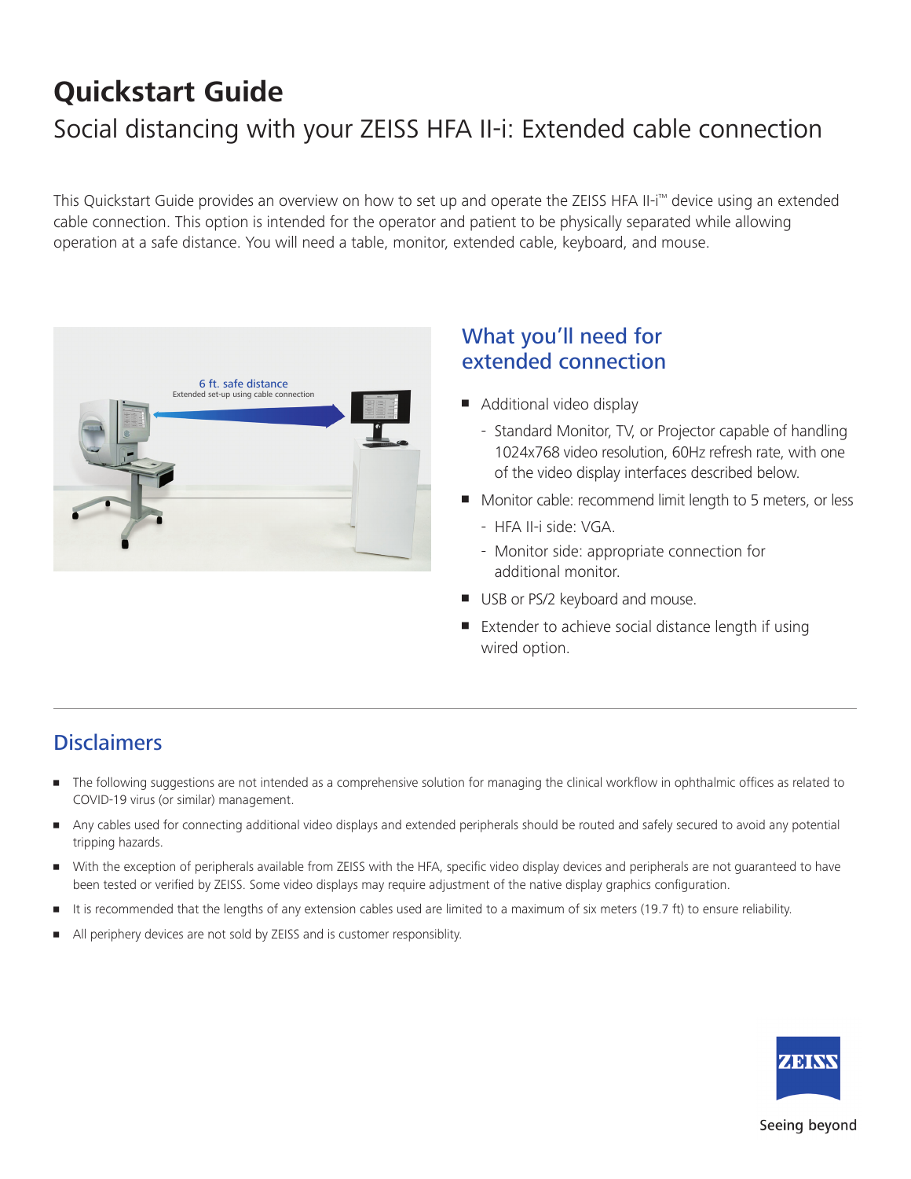# Quickstart Guide

## Social distancing with your ZEISS HFA II-i: Extended cable connection

This Quickstart Guide provides an overview on how to set up and operate the ZEISS HFA II-i™ device using an extended cable connection. This option is intended for the operator and patient to be physically separated while allowing operation at a safe distance. You will need a table, monitor, extended cable, keyboard, and mouse.

6 ft. safe distance
Extended set-up using cable connection

## What you'll need for extended connection

- Additional video display
  - Standard Monitor, TV, or Projector capable of handling 1024x768 video resolution, 60Hz refresh rate, with one of the video display interfaces described below.
- Monitor cable: recommend limit length to 5 meters, or less
  - HFA II-i side: VGA.
  - Monitor side: appropriate connection for additional monitor.
- USB or PS/2 keyboard and mouse.
- Extender to achieve social distance length if using wired option.

## Disclaimers

- The following suggestions are not intended as a comprehensive solution for managing the clinical workflow in ophthalmic offices as related to COVID-19 virus (or similar) management.
- Any cables used for connecting additional video displays and extended peripherals should be routed and safely secured to avoid any potential tripping hazards.
- With the exception of peripherals available from ZEISS with the HFA, specific video display devices and peripherals are not guaranteed to have been tested or verified by ZEISS. Some video displays may require adjustment of the native display graphics configuration.
- It is recommended that the lengths of any extension cables used are limited to a maximum of six meters (19.7 ft) to ensure reliability.
- All periphery devices are not sold by ZEISS and is customer responsiblity.

ZEISS
Seeing beyond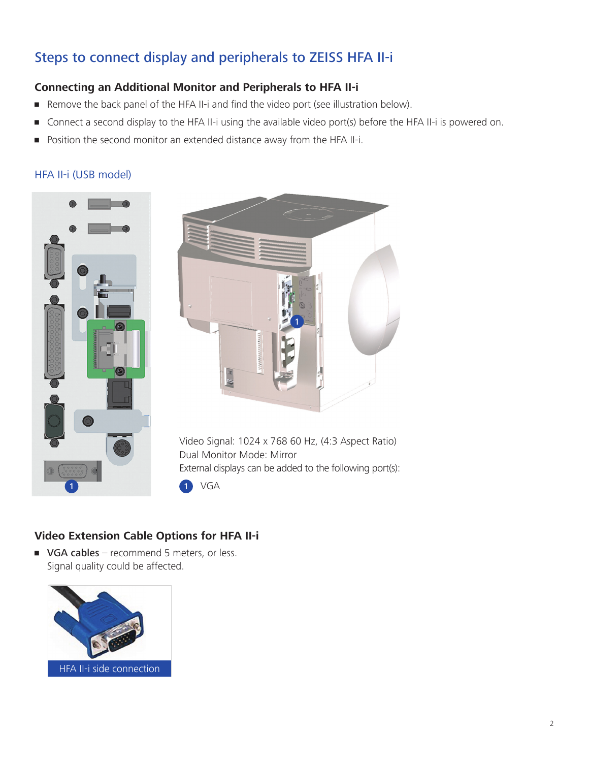# Steps to connect display and peripherals to ZEISS HFA II-i

### Connecting an Additional Monitor and Peripherals to HFA II-i

- Remove the back panel of the HFA II-i and find the video port (see illustration below).
- Connect a second display to the HFA II-i using the available video port(s) before the HFA II-i is powered on.
- Position the second monitor an extended distance away from the HFA II-i.

## HFA II-i (USB model)

Video Signal: 1024 x 768 60 Hz, (4:3 Aspect Ratio)
Dual Monitor Mode: Mirror
External displays can be added to the following port(s):

1 VGA

### Video Extension Cable Options for HFA II-i

- **VGA cables** – recommend 5 meters, or less.
  Signal quality could be affected.

HFA II-i side connection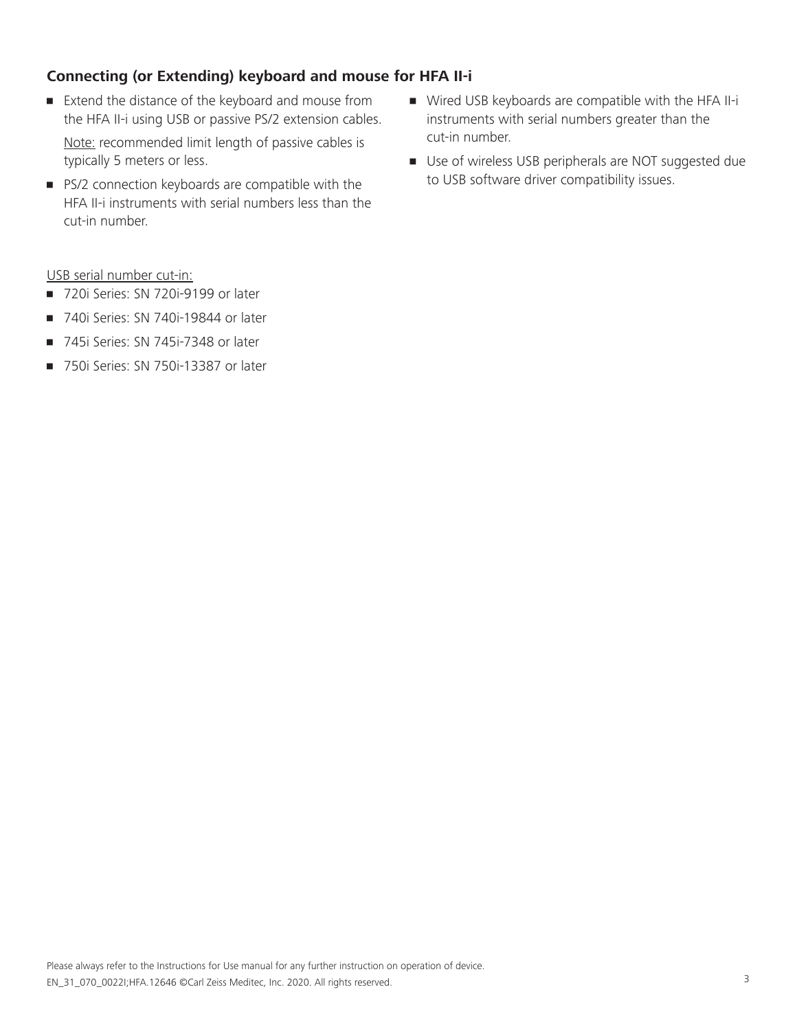## Connecting (or Extending) keyboard and mouse for HFA II-i

- Extend the distance of the keyboard and mouse from the HFA II-i using USB or passive PS/2 extension cables.

  Note: recommended limit length of passive cables is typically 5 meters or less.

- PS/2 connection keyboards are compatible with the HFA II-i instruments with serial numbers less than the cut-in number.
- Wired USB keyboards are compatible with the HFA II-i instruments with serial numbers greater than the cut-in number.
- Use of wireless USB peripherals are NOT suggested due to USB software driver compatibility issues.

USB serial number cut-in:

- 720i Series: SN 720i-9199 or later
- 740i Series: SN 740i-19844 or later
- 745i Series: SN 745i-7348 or later
- 750i Series: SN 750i-13387 or later

Please always refer to the Instructions for Use manual for any further instruction on operation of device.
EN_31_070_0022I;HFA.12646 ©Carl Zeiss Meditec, Inc. 2020. All rights reserved.